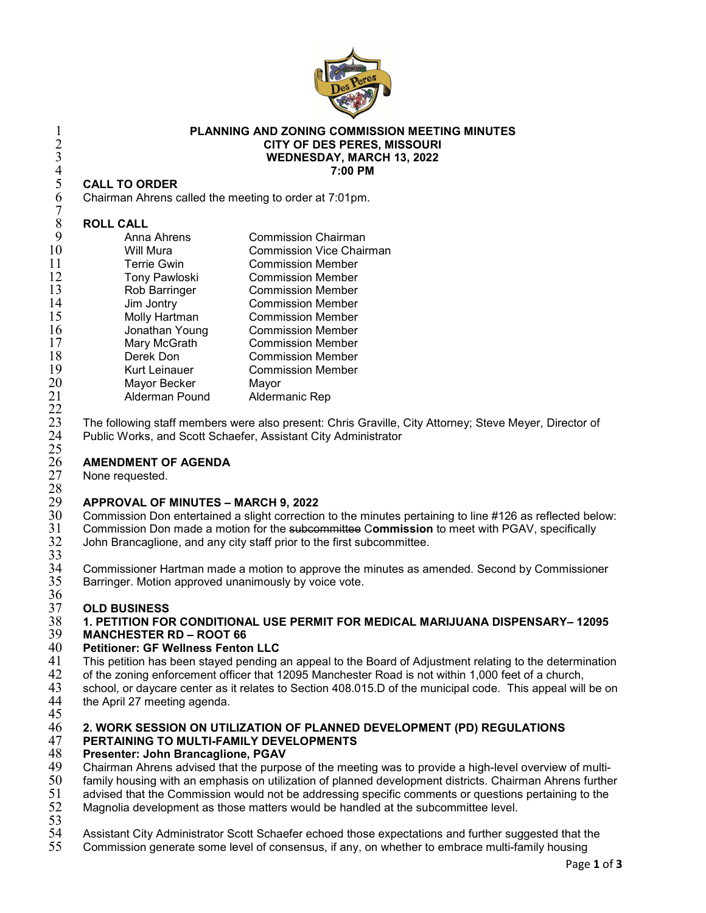# PLANNING AND ZONING COMMISSION MEETING MINUTES
## CITY OF DES PERES, MISSOURI
## WEDNESDAY, MARCH 13, 2022
## 7:00 PM

**CALL TO ORDER**

Chairman Ahrens called the meeting to order at 7:01pm.

**ROLL CALL**

| | |
|---|---|
| Anna Ahrens | Commission Chairman |
| Will Mura | Commission Vice Chairman |
| Terrie Gwin | Commission Member |
| Tony Pawloski | Commission Member |
| Rob Barringer | Commission Member |
| Jim Jontry | Commission Member |
| Molly Hartman | Commission Member |
| Jonathan Young | Commission Member |
| Mary McGrath | Commission Member |
| Derek Don | Commission Member |
| Kurt Leinauer | Commission Member |
| Mayor Becker | Mayor |
| Alderman Pound | Aldermanic Rep |

The following staff members were also present: Chris Graville, City Attorney; Steve Meyer, Director of Public Works, and Scott Schaefer, Assistant City Administrator

**AMENDMENT OF AGENDA**

None requested.

**APPROVAL OF MINUTES – MARCH 9, 2022**

Commission Don entertained a slight correction to the minutes pertaining to line #126 as reflected below: Commission Don made a motion for the ~~subcommittee~~ C**ommission** to meet with PGAV, specifically John Brancaglione, and any city staff prior to the first subcommittee.

Commissioner Hartman made a motion to approve the minutes as amended. Second by Commissioner Barringer. Motion approved unanimously by voice vote.

**OLD BUSINESS**

**1. PETITION FOR CONDITIONAL USE PERMIT FOR MEDICAL MARIJUANA DISPENSARY– 12095 MANCHESTER RD – ROOT 66**

**Petitioner: GF Wellness Fenton LLC**

This petition has been stayed pending an appeal to the Board of Adjustment relating to the determination of the zoning enforcement officer that 12095 Manchester Road is not within 1,000 feet of a church, school, or daycare center as it relates to Section 408.015.D of the municipal code. This appeal will be on the April 27 meeting agenda.

**2. WORK SESSION ON UTILIZATION OF PLANNED DEVELOPMENT (PD) REGULATIONS PERTAINING TO MULTI-FAMILY DEVELOPMENTS**

**Presenter: John Brancaglione, PGAV**

Chairman Ahrens advised that the purpose of the meeting was to provide a high-level overview of multi-family housing with an emphasis on utilization of planned development districts. Chairman Ahrens further advised that the Commission would not be addressing specific comments or questions pertaining to the Magnolia development as those matters would be handled at the subcommittee level.

Assistant City Administrator Scott Schaefer echoed those expectations and further suggested that the Commission generate some level of consensus, if any, on whether to embrace multi-family housing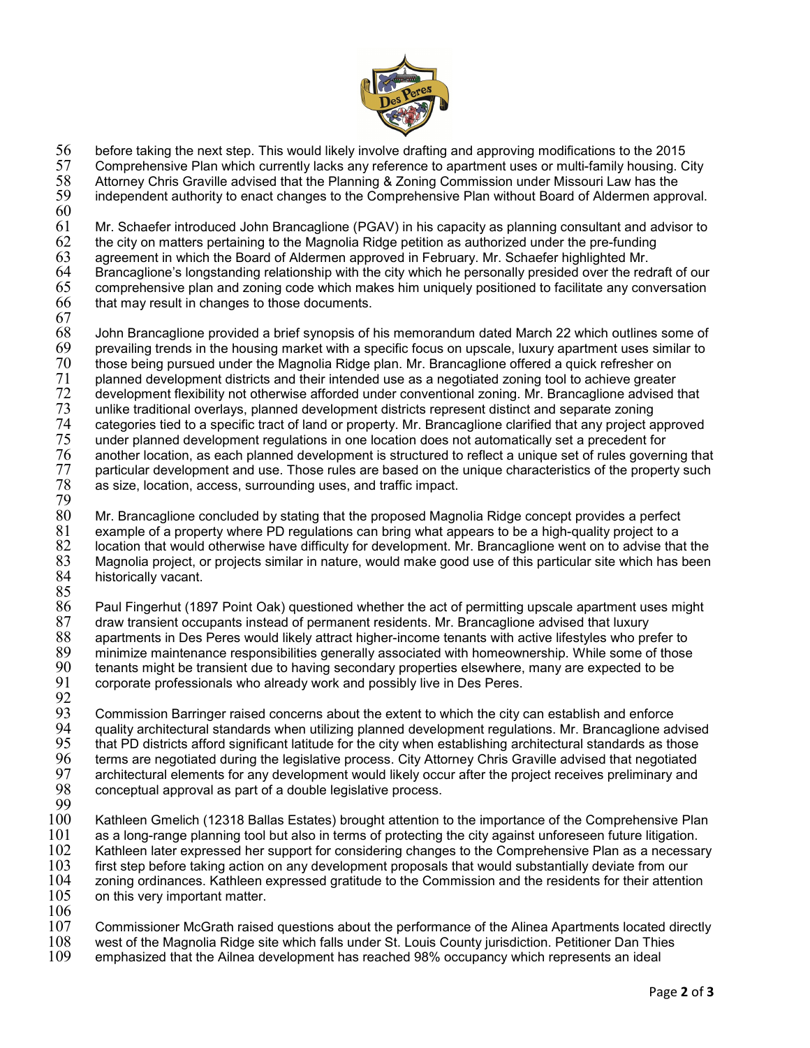before taking the next step. This would likely involve drafting and approving modifications to the 2015 Comprehensive Plan which currently lacks any reference to apartment uses or multi-family housing. City Attorney Chris Graville advised that the Planning & Zoning Commission under Missouri Law has the independent authority to enact changes to the Comprehensive Plan without Board of Aldermen approval.

Mr. Schaefer introduced John Brancaglione (PGAV) in his capacity as planning consultant and advisor to the city on matters pertaining to the Magnolia Ridge petition as authorized under the pre-funding agreement in which the Board of Aldermen approved in February. Mr. Schaefer highlighted Mr. Brancaglione's longstanding relationship with the city which he personally presided over the redraft of our comprehensive plan and zoning code which makes him uniquely positioned to facilitate any conversation that may result in changes to those documents.

John Brancaglione provided a brief synopsis of his memorandum dated March 22 which outlines some of prevailing trends in the housing market with a specific focus on upscale, luxury apartment uses similar to those being pursued under the Magnolia Ridge plan. Mr. Brancaglione offered a quick refresher on planned development districts and their intended use as a negotiated zoning tool to achieve greater development flexibility not otherwise afforded under conventional zoning. Mr. Brancaglione advised that unlike traditional overlays, planned development districts represent distinct and separate zoning categories tied to a specific tract of land or property. Mr. Brancaglione clarified that any project approved under planned development regulations in one location does not automatically set a precedent for another location, as each planned development is structured to reflect a unique set of rules governing that particular development and use. Those rules are based on the unique characteristics of the property such as size, location, access, surrounding uses, and traffic impact.

Mr. Brancaglione concluded by stating that the proposed Magnolia Ridge concept provides a perfect example of a property where PD regulations can bring what appears to be a high-quality project to a location that would otherwise have difficulty for development. Mr. Brancaglione went on to advise that the Magnolia project, or projects similar in nature, would make good use of this particular site which has been historically vacant.

Paul Fingerhut (1897 Point Oak) questioned whether the act of permitting upscale apartment uses might draw transient occupants instead of permanent residents. Mr. Brancaglione advised that luxury apartments in Des Peres would likely attract higher-income tenants with active lifestyles who prefer to minimize maintenance responsibilities generally associated with homeownership. While some of those tenants might be transient due to having secondary properties elsewhere, many are expected to be corporate professionals who already work and possibly live in Des Peres.

Commission Barringer raised concerns about the extent to which the city can establish and enforce quality architectural standards when utilizing planned development regulations. Mr. Brancaglione advised that PD districts afford significant latitude for the city when establishing architectural standards as those terms are negotiated during the legislative process. City Attorney Chris Graville advised that negotiated architectural elements for any development would likely occur after the project receives preliminary and conceptual approval as part of a double legislative process.

Kathleen Gmelich (12318 Ballas Estates) brought attention to the importance of the Comprehensive Plan as a long-range planning tool but also in terms of protecting the city against unforeseen future litigation. Kathleen later expressed her support for considering changes to the Comprehensive Plan as a necessary first step before taking action on any development proposals that would substantially deviate from our zoning ordinances. Kathleen expressed gratitude to the Commission and the residents for their attention on this very important matter.

Commissioner McGrath raised questions about the performance of the Alinea Apartments located directly west of the Magnolia Ridge site which falls under St. Louis County jurisdiction. Petitioner Dan Thies emphasized that the Ailnea development has reached 98% occupancy which represents an ideal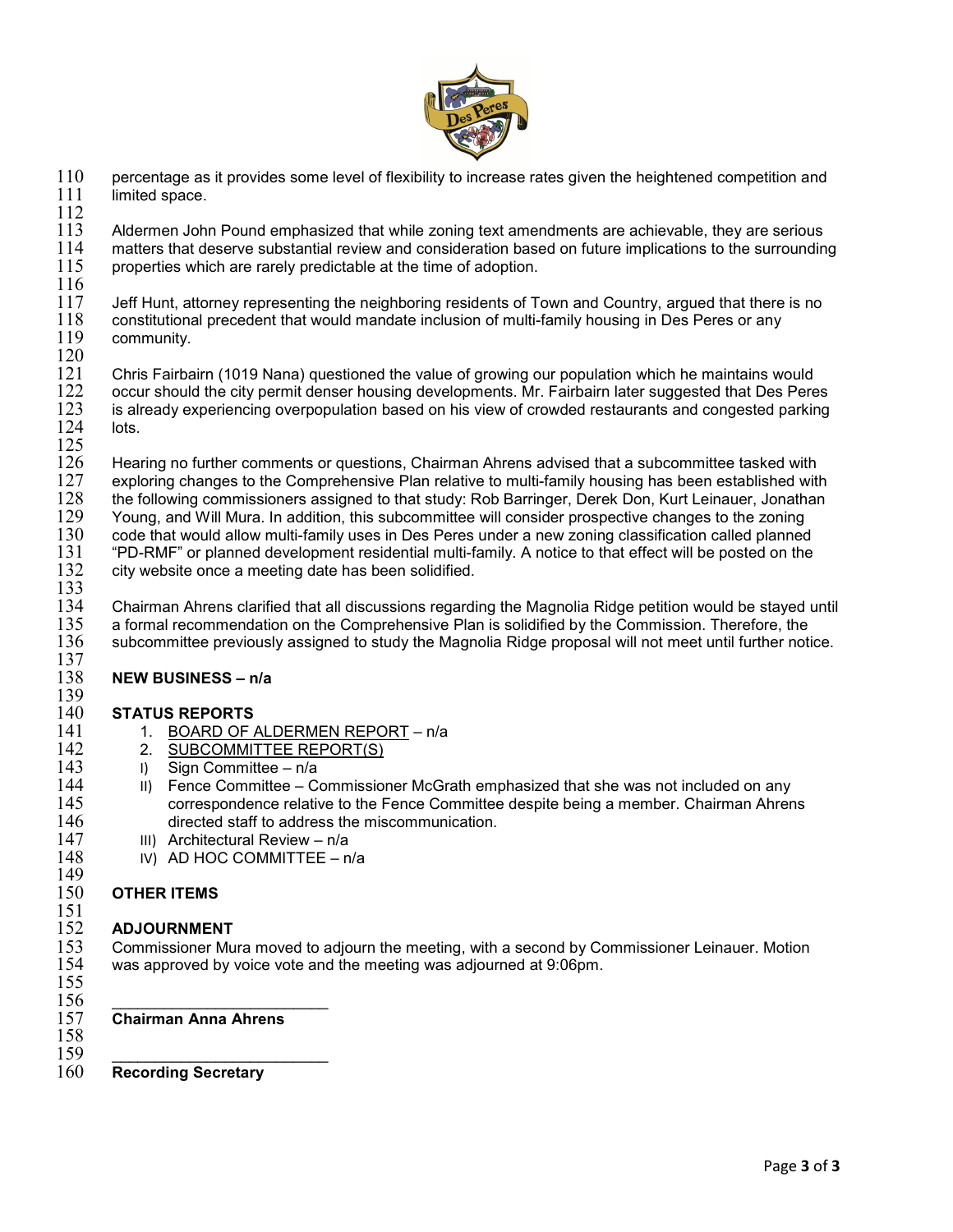percentage as it provides some level of flexibility to increase rates given the heightened competition and limited space.

Aldermen John Pound emphasized that while zoning text amendments are achievable, they are serious matters that deserve substantial review and consideration based on future implications to the surrounding properties which are rarely predictable at the time of adoption.

Jeff Hunt, attorney representing the neighboring residents of Town and Country, argued that there is no constitutional precedent that would mandate inclusion of multi-family housing in Des Peres or any community.

Chris Fairbairn (1019 Nana) questioned the value of growing our population which he maintains would occur should the city permit denser housing developments. Mr. Fairbairn later suggested that Des Peres is already experiencing overpopulation based on his view of crowded restaurants and congested parking lots.

Hearing no further comments or questions, Chairman Ahrens advised that a subcommittee tasked with exploring changes to the Comprehensive Plan relative to multi-family housing has been established with the following commissioners assigned to that study: Rob Barringer, Derek Don, Kurt Leinauer, Jonathan Young, and Will Mura. In addition, this subcommittee will consider prospective changes to the zoning code that would allow multi-family uses in Des Peres under a new zoning classification called planned "PD-RMF" or planned development residential multi-family. A notice to that effect will be posted on the city website once a meeting date has been solidified.

Chairman Ahrens clarified that all discussions regarding the Magnolia Ridge petition would be stayed until a formal recommendation on the Comprehensive Plan is solidified by the Commission. Therefore, the subcommittee previously assigned to study the Magnolia Ridge proposal will not meet until further notice.

**NEW BUSINESS – n/a**

**STATUS REPORTS**

1. BOARD OF ALDERMEN REPORT – n/a
2. SUBCOMMITTEE REPORT(S)
   - I) Sign Committee – n/a
   - II) Fence Committee – Commissioner McGrath emphasized that she was not included on any correspondence relative to the Fence Committee despite being a member. Chairman Ahrens directed staff to address the miscommunication.
   - III) Architectural Review – n/a
   - IV) AD HOC COMMITTEE – n/a

**OTHER ITEMS**

**ADJOURNMENT**

Commissioner Mura moved to adjourn the meeting, with a second by Commissioner Leinauer. Motion was approved by voice vote and the meeting was adjourned at 9:06pm.

\_\_\_\_\_\_\_\_\_\_\_\_\_\_\_\_\_\_\_\_\_\_\_\_\_\_

**Chairman Anna Ahrens**

\_\_\_\_\_\_\_\_\_\_\_\_\_\_\_\_\_\_\_\_\_\_\_\_\_\_

**Recording Secretary**